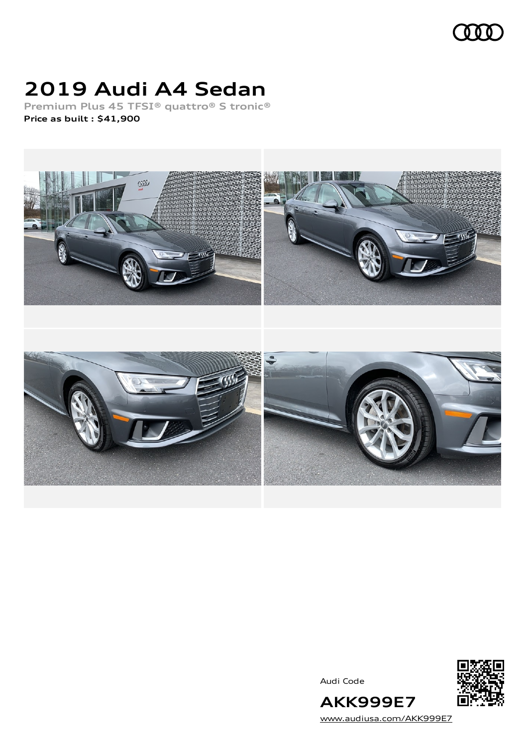# 2019 Audi A4 Sedan

Premium Plus 45 TFSI® quattro® S tronic®

**Price as built : $41,900**

Audi Code

**AKK999E7**

www.audiusa.com/AKK999E7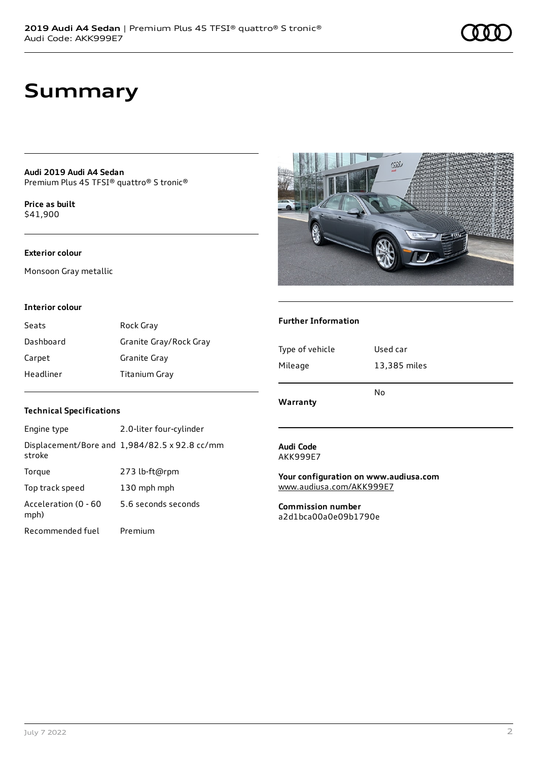# Summary

**Audi 2019 Audi A4 Sedan**
Premium Plus 45 TFSI® quattro® S tronic®

**Price as built**
$41,900

### Exterior colour

Monsoon Gray metallic

### Interior colour

| | |
|---|---|
| Seats | Rock Gray |
| Dashboard | Granite Gray/Rock Gray |
| Carpet | Granite Gray |
| Headliner | Titanium Gray |

### Technical Specifications

| | |
|---|---|
| Engine type | 2.0-liter four-cylinder |
| Displacement/Bore and stroke | 1,984/82.5 x 92.8 cc/mm |
| Torque | 273 lb-ft@rpm |
| Top track speed | 130 mph mph |
| Acceleration (0 - 60 mph) | 5.6 seconds seconds |
| Recommended fuel | Premium |

### Further Information

| | |
|---|---|
| Type of vehicle | Used car |
| Mileage | 13,385 miles |

| | |
|---|---|
| **Warranty** | No |

**Audi Code**
AKK999E7

**Your configuration on www.audiusa.com**
www.audiusa.com/AKK999E7

**Commission number**
a2d1bca00a0e09b1790e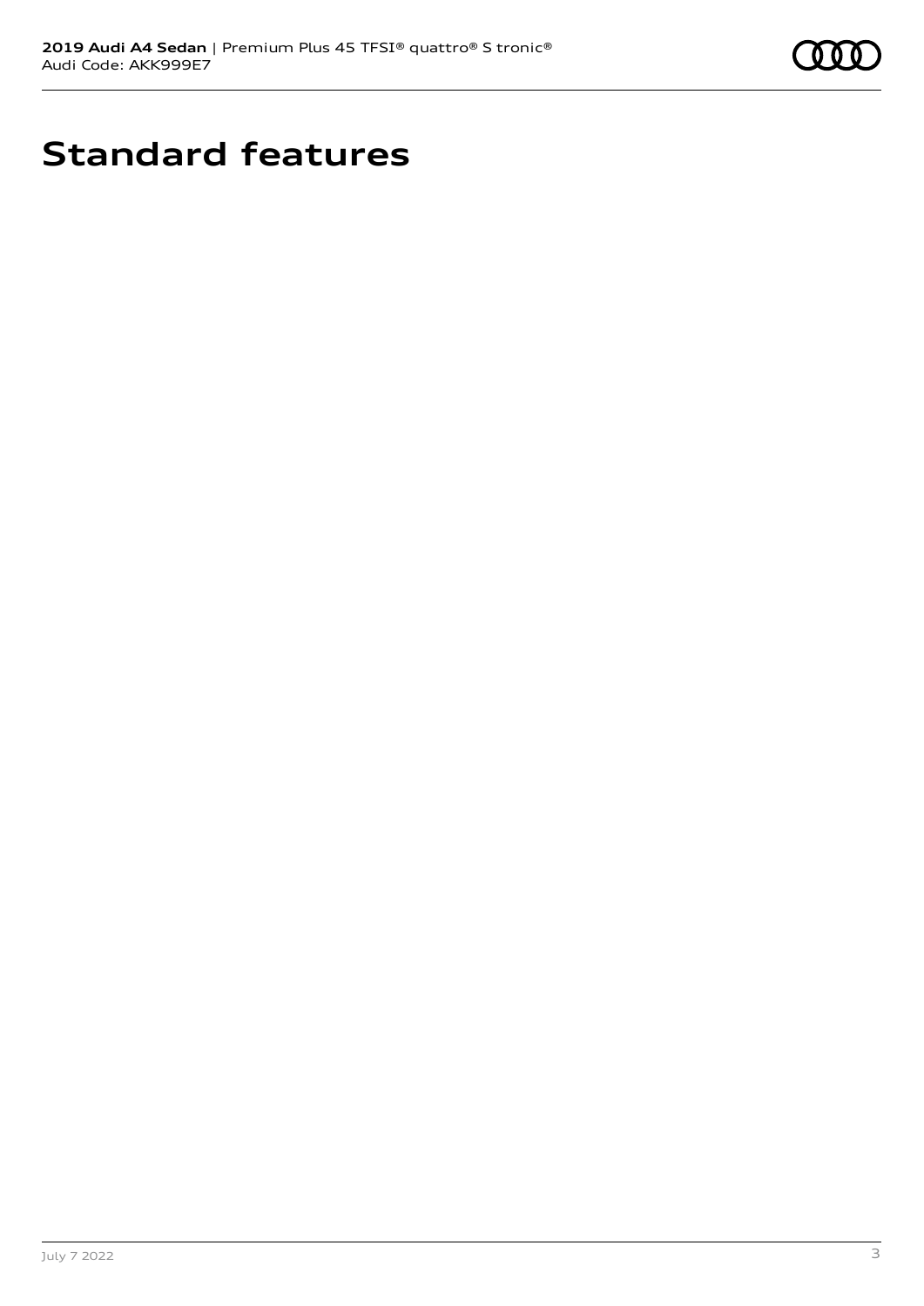# Standard features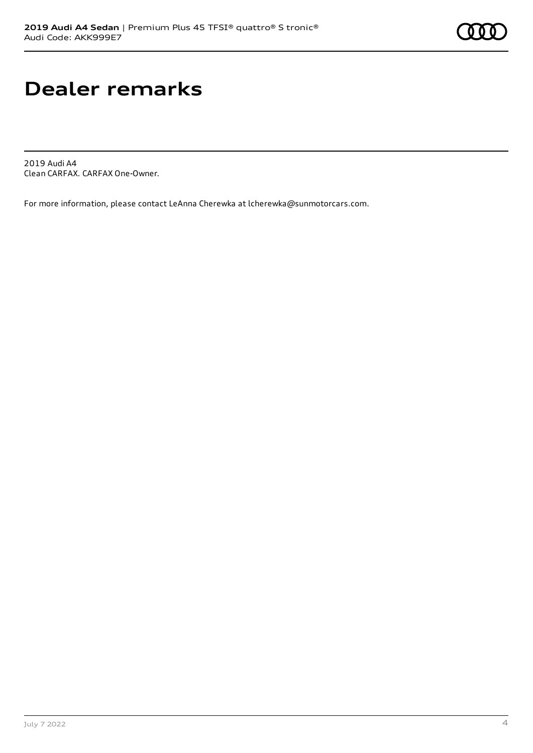# Dealer remarks

2019 Audi A4
Clean CARFAX. CARFAX One-Owner.

For more information, please contact LeAnna Cherewka at lcherewka@sunmotorcars.com.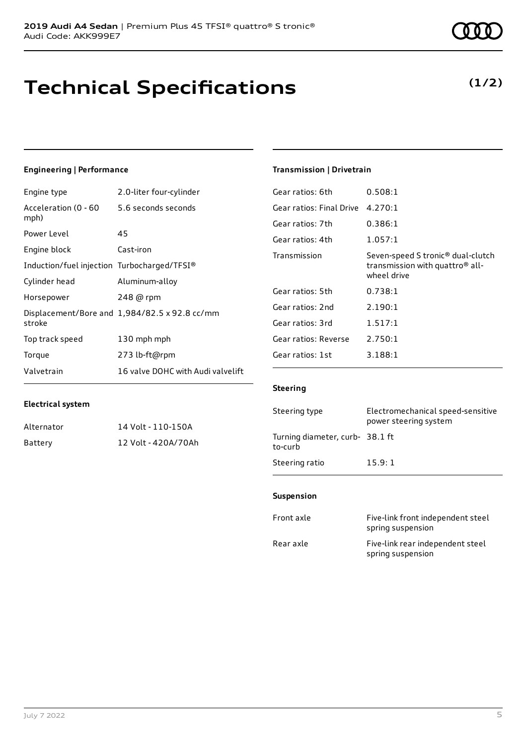# Technical Specifications

**(1/2)**

### Engineering | Performance

| | |
|---|---|
| Engine type | 2.0-liter four-cylinder |
| Acceleration (0 - 60 mph) | 5.6 seconds seconds |
| Power Level | 45 |
| Engine block | Cast-iron |
| Induction/fuel injection | Turbocharged/TFSI® |
| Cylinder head | Aluminum-alloy |
| Horsepower | 248 @ rpm |
| Displacement/Bore and stroke | 1,984/82.5 x 92.8 cc/mm |
| Top track speed | 130 mph mph |
| Torque | 273 lb-ft@rpm |
| Valvetrain | 16 valve DOHC with Audi valvelift |

### Electrical system

| | |
|---|---|
| Alternator | 14 Volt - 110-150A |
| Battery | 12 Volt - 420A/70Ah |

### Transmission | Drivetrain

| | |
|---|---|
| Gear ratios: 6th | 0.508:1 |
| Gear ratios: Final Drive | 4.270:1 |
| Gear ratios: 7th | 0.386:1 |
| Gear ratios: 4th | 1.057:1 |
| Transmission | Seven-speed S tronic® dual-clutch transmission with quattro® all-wheel drive |
| Gear ratios: 5th | 0.738:1 |
| Gear ratios: 2nd | 2.190:1 |
| Gear ratios: 3rd | 1.517:1 |
| Gear ratios: Reverse | 2.750:1 |
| Gear ratios: 1st | 3.188:1 |

### Steering

| | |
|---|---|
| Steering type | Electromechanical speed-sensitive power steering system |
| Turning diameter, curb-to-curb | 38.1 ft |
| Steering ratio | 15.9: 1 |

### Suspension

| | |
|---|---|
| Front axle | Five-link front independent steel spring suspension |
| Rear axle | Five-link rear independent steel spring suspension |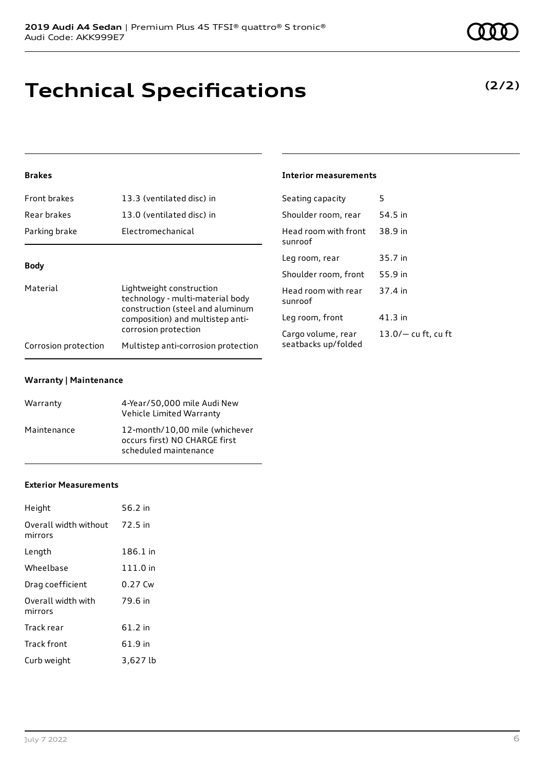# Technical Specifications

**(2/2)**

### Brakes

| | |
|---|---|
| Front brakes | 13.3 (ventilated disc) in |
| Rear brakes | 13.0 (ventilated disc) in |
| Parking brake | Electromechanical |

### Body

| | |
|---|---|
| Material | Lightweight construction technology - multi-material body construction (steel and aluminum composition) and multistep anti-corrosion protection |
| Corrosion protection | Multistep anti-corrosion protection |

### Warranty | Maintenance

| | |
|---|---|
| Warranty | 4-Year/50,000 mile Audi New Vehicle Limited Warranty |
| Maintenance | 12-month/10,00 mile (whichever occurs first) NO CHARGE first scheduled maintenance |

### Exterior Measurements

| | |
|---|---|
| Height | 56.2 in |
| Overall width without mirrors | 72.5 in |
| Length | 186.1 in |
| Wheelbase | 111.0 in |
| Drag coefficient | 0.27 Cw |
| Overall width with mirrors | 79.6 in |
| Track rear | 61.2 in |
| Track front | 61.9 in |
| Curb weight | 3,627 lb |

### Interior measurements

| | |
|---|---|
| Seating capacity | 5 |
| Shoulder room, rear | 54.5 in |
| Head room with front sunroof | 38.9 in |
| Leg room, rear | 35.7 in |
| Shoulder room, front | 55.9 in |
| Head room with rear sunroof | 37.4 in |
| Leg room, front | 41.3 in |
| Cargo volume, rear seatbacks up/folded | 13.0/— cu ft, cu ft |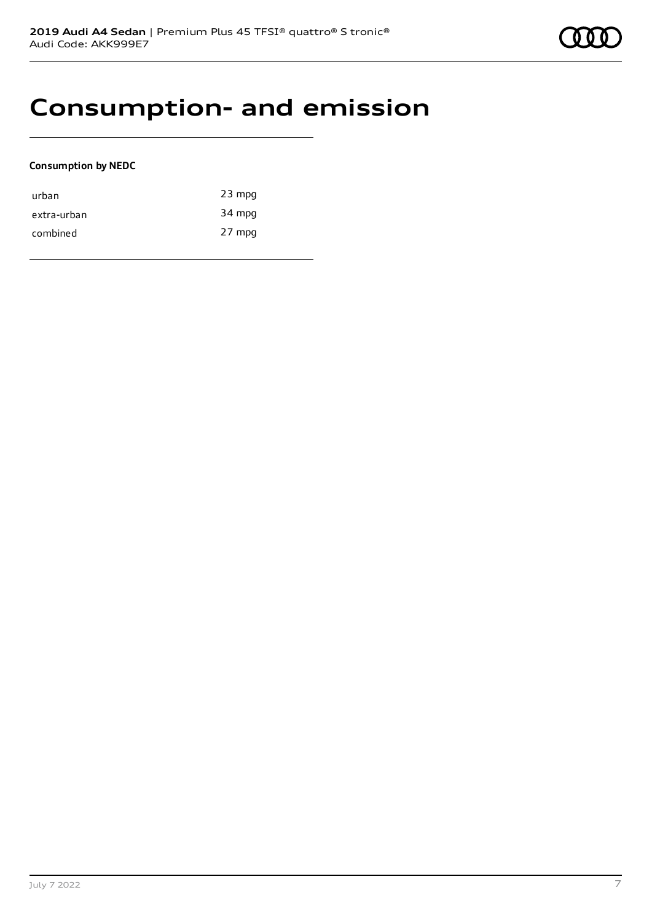# Consumption- and emission

**Consumption by NEDC**

| | |
|---|---|
| urban | 23 mpg |
| extra-urban | 34 mpg |
| combined | 27 mpg |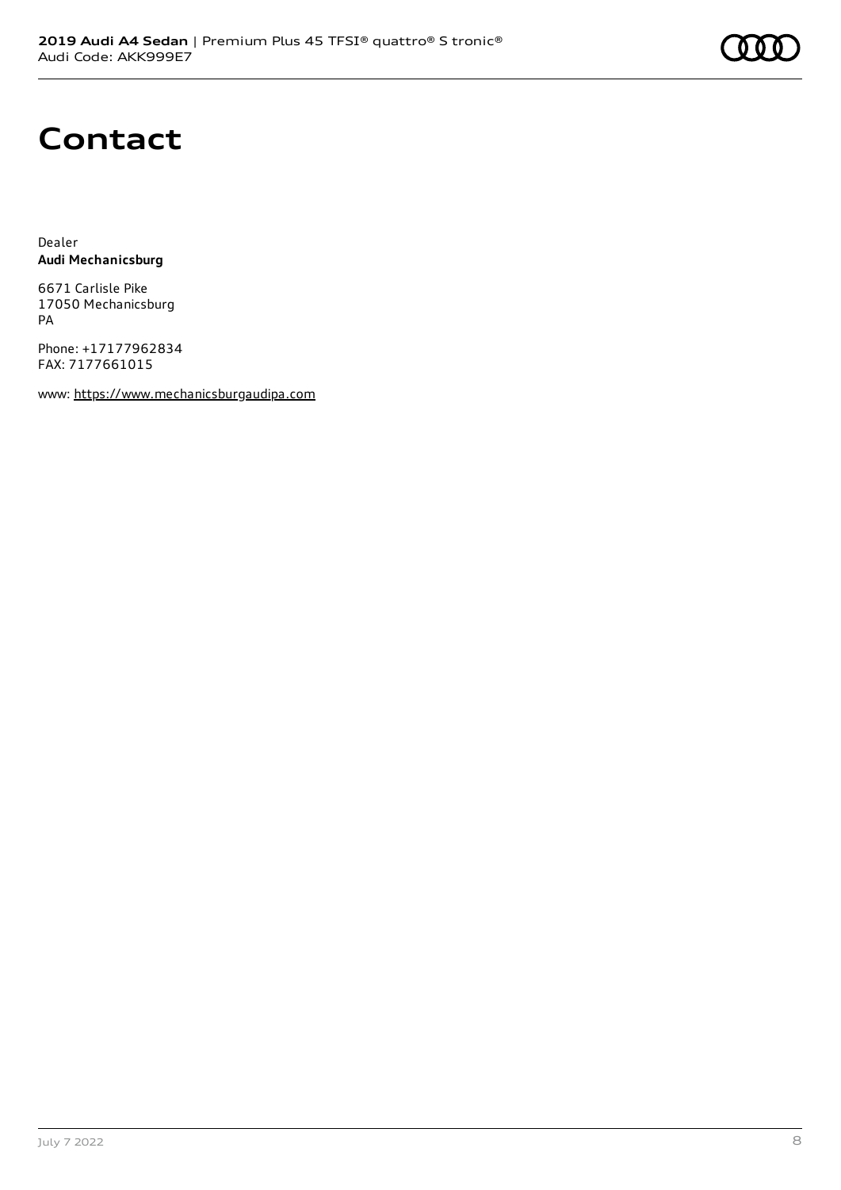# Contact

Dealer
**Audi Mechanicsburg**

6671 Carlisle Pike
17050 Mechanicsburg
PA

Phone: +17177962834
FAX: 7177661015

www: https://www.mechanicsburgaudipa.com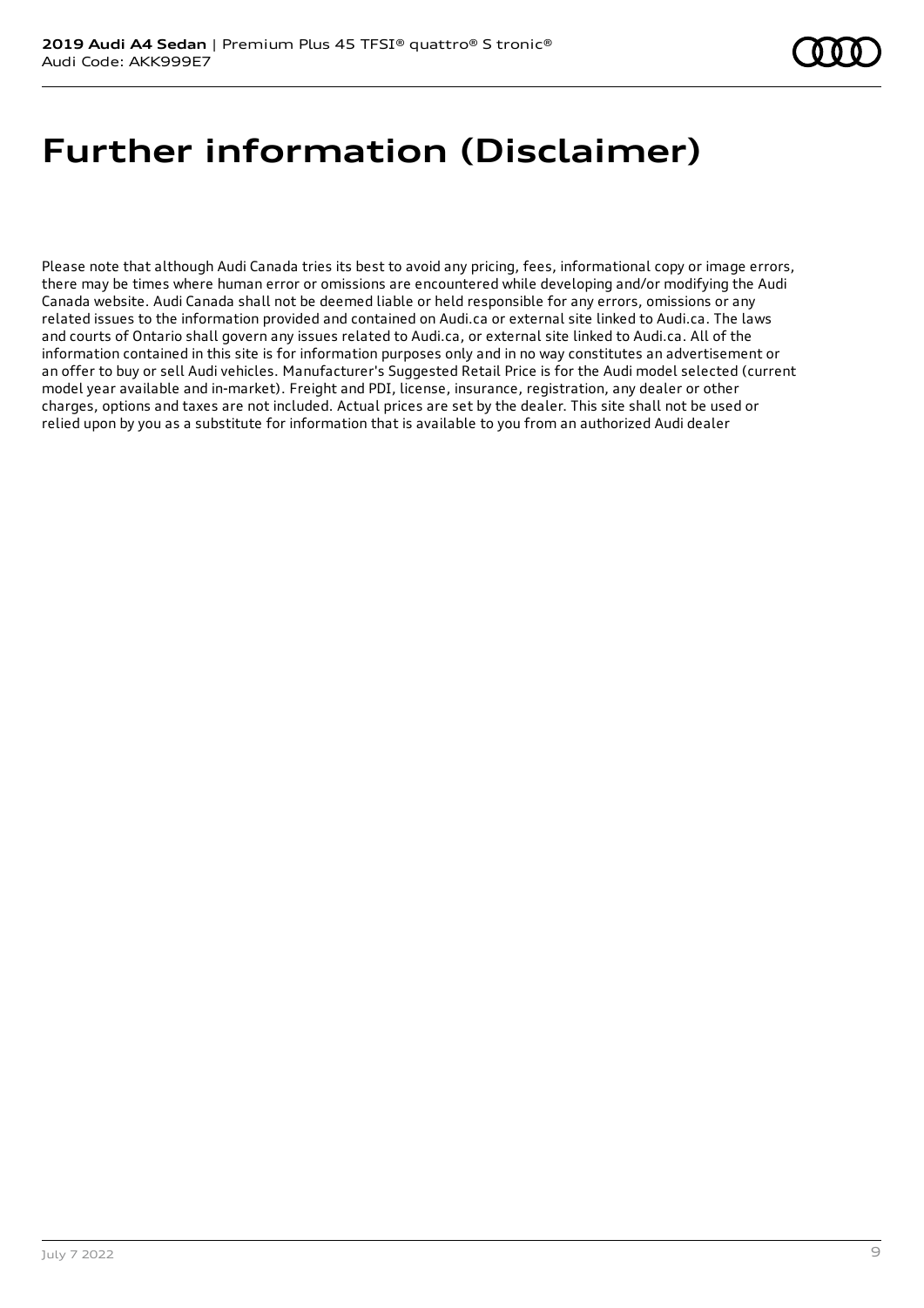# Further information (Disclaimer)

Please note that although Audi Canada tries its best to avoid any pricing, fees, informational copy or image errors, there may be times where human error or omissions are encountered while developing and/or modifying the Audi Canada website. Audi Canada shall not be deemed liable or held responsible for any errors, omissions or any related issues to the information provided and contained on Audi.ca or external site linked to Audi.ca. The laws and courts of Ontario shall govern any issues related to Audi.ca, or external site linked to Audi.ca. All of the information contained in this site is for information purposes only and in no way constitutes an advertisement or an offer to buy or sell Audi vehicles. Manufacturer's Suggested Retail Price is for the Audi model selected (current model year available and in-market). Freight and PDI, license, insurance, registration, any dealer or other charges, options and taxes are not included. Actual prices are set by the dealer. This site shall not be used or relied upon by you as a substitute for information that is available to you from an authorized Audi dealer